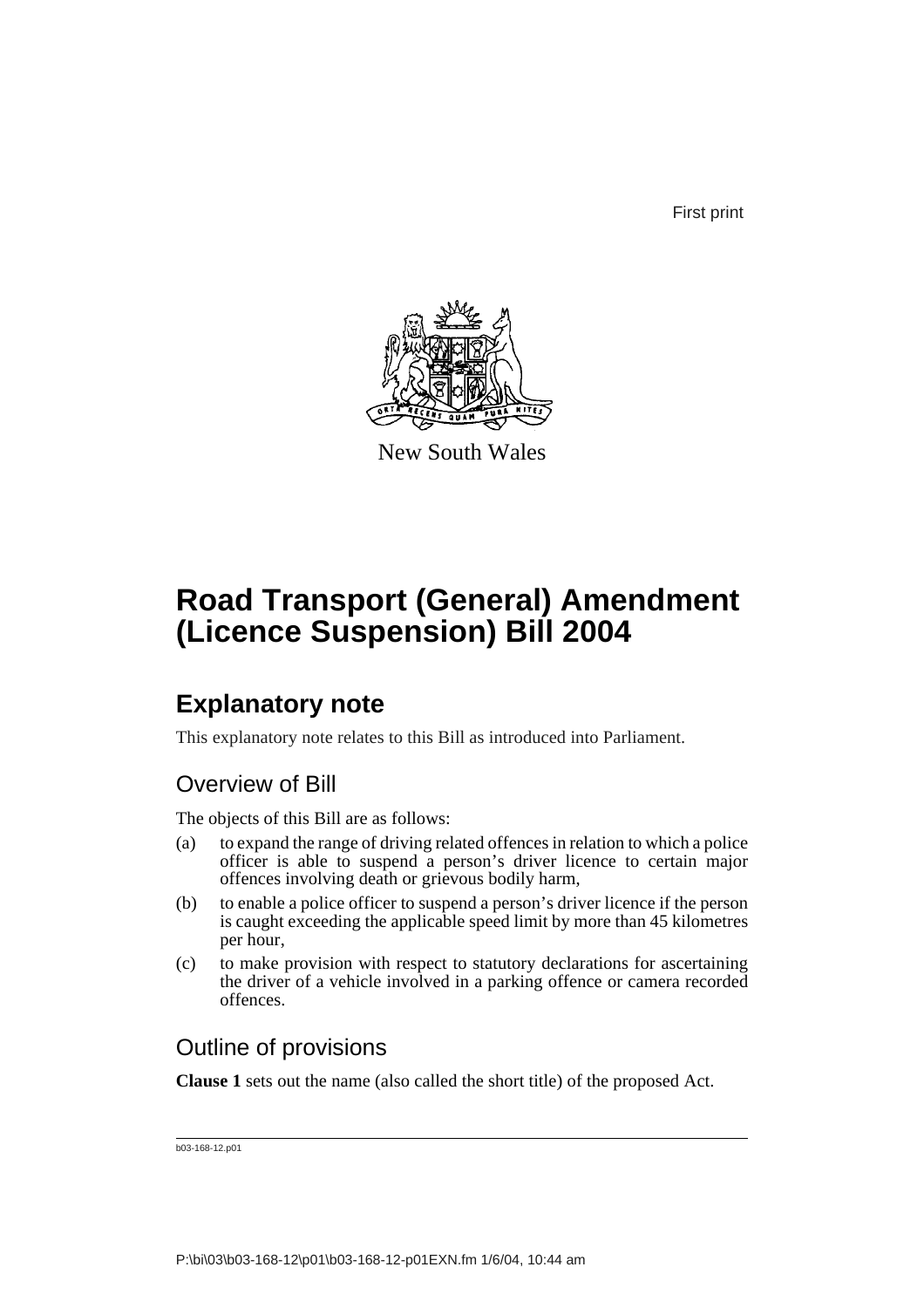First print

New South Wales

# Road Transport (General) Amendment (Licence Suspension) Bill 2004

## Explanatory note

This explanatory note relates to this Bill as introduced into Parliament.

### Overview of Bill

The objects of this Bill are as follows:

(a) to expand the range of driving related offences in relation to which a police officer is able to suspend a person's driver licence to certain major offences involving death or grievous bodily harm,

(b) to enable a police officer to suspend a person's driver licence if the person is caught exceeding the applicable speed limit by more than 45 kilometres per hour,

(c) to make provision with respect to statutory declarations for ascertaining the driver of a vehicle involved in a parking offence or camera recorded offences.

### Outline of provisions

**Clause 1** sets out the name (also called the short title) of the proposed Act.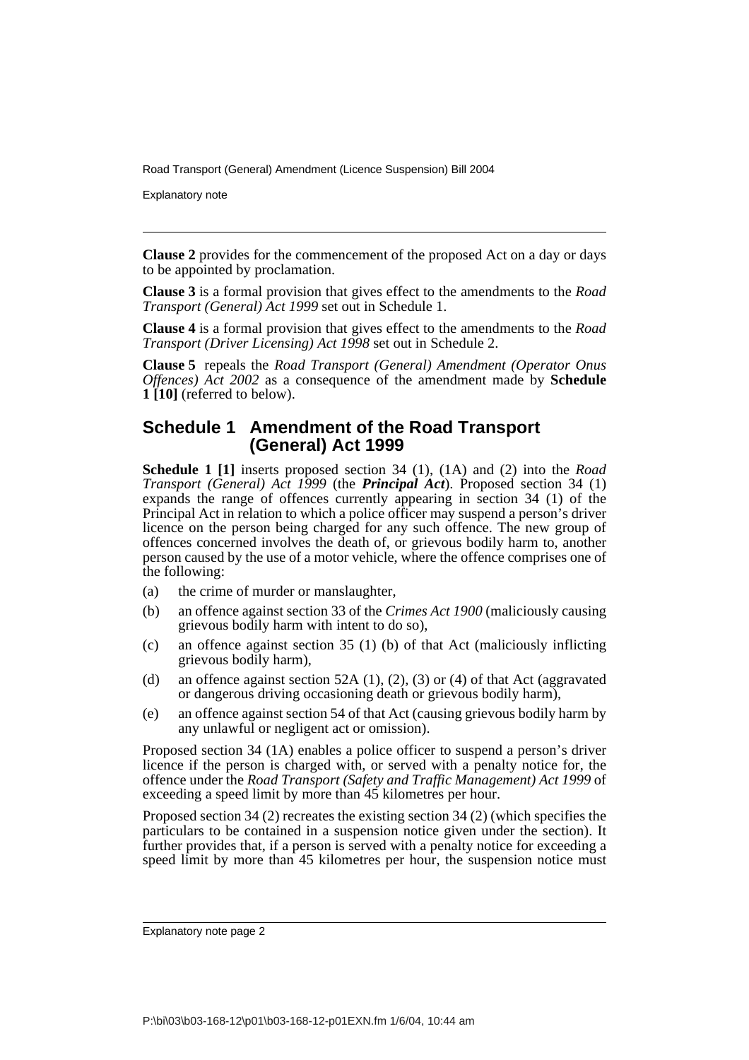**Clause 2** provides for the commencement of the proposed Act on a day or days to be appointed by proclamation.

**Clause 3** is a formal provision that gives effect to the amendments to the *Road Transport (General) Act 1999* set out in Schedule 1.

**Clause 4** is a formal provision that gives effect to the amendments to the *Road Transport (Driver Licensing) Act 1998* set out in Schedule 2.

**Clause 5** repeals the *Road Transport (General) Amendment (Operator Onus Offences) Act 2002* as a consequence of the amendment made by **Schedule 1 [10]** (referred to below).

## Schedule 1 Amendment of the Road Transport (General) Act 1999

**Schedule 1 [1]** inserts proposed section 34 (1), (1A) and (2) into the *Road Transport (General) Act 1999* (the ***Principal Act***). Proposed section 34 (1) expands the range of offences currently appearing in section 34 (1) of the Principal Act in relation to which a police officer may suspend a person's driver licence on the person being charged for any such offence. The new group of offences concerned involves the death of, or grievous bodily harm to, another person caused by the use of a motor vehicle, where the offence comprises one of the following:

(a) the crime of murder or manslaughter,

(b) an offence against section 33 of the *Crimes Act 1900* (maliciously causing grievous bodily harm with intent to do so),

(c) an offence against section 35 (1) (b) of that Act (maliciously inflicting grievous bodily harm),

(d) an offence against section 52A (1), (2), (3) or (4) of that Act (aggravated or dangerous driving occasioning death or grievous bodily harm),

(e) an offence against section 54 of that Act (causing grievous bodily harm by any unlawful or negligent act or omission).

Proposed section 34 (1A) enables a police officer to suspend a person's driver licence if the person is charged with, or served with a penalty notice for, the offence under the *Road Transport (Safety and Traffic Management) Act 1999* of exceeding a speed limit by more than 45 kilometres per hour.

Proposed section 34 (2) recreates the existing section 34 (2) (which specifies the particulars to be contained in a suspension notice given under the section). It further provides that, if a person is served with a penalty notice for exceeding a speed limit by more than 45 kilometres per hour, the suspension notice must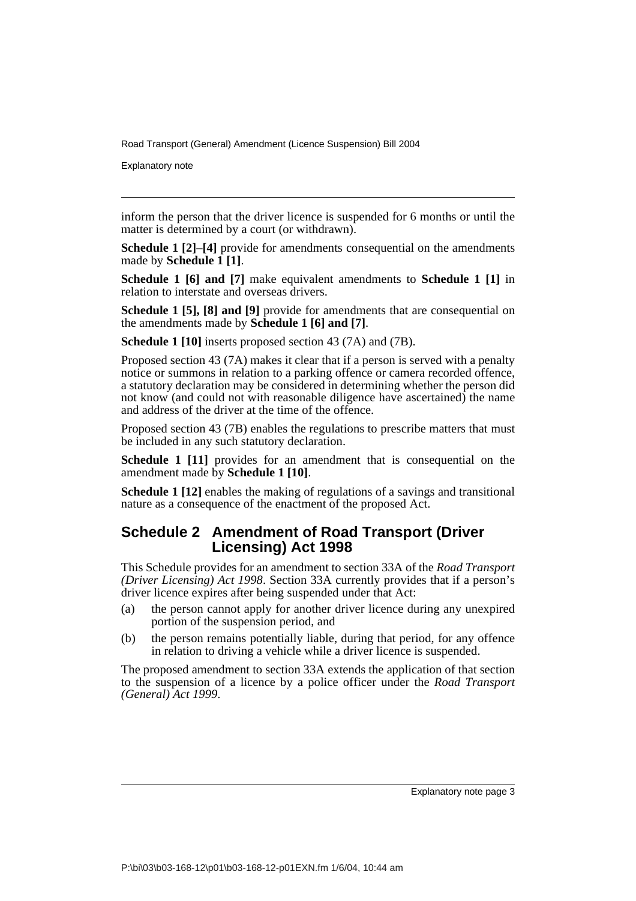inform the person that the driver licence is suspended for 6 months or until the matter is determined by a court (or withdrawn).

**Schedule 1 [2]–[4]** provide for amendments consequential on the amendments made by **Schedule 1 [1]**.

**Schedule 1 [6] and [7]** make equivalent amendments to **Schedule 1 [1]** in relation to interstate and overseas drivers.

**Schedule 1 [5], [8] and [9]** provide for amendments that are consequential on the amendments made by **Schedule 1 [6] and [7]**.

**Schedule 1 [10]** inserts proposed section 43 (7A) and (7B).

Proposed section 43 (7A) makes it clear that if a person is served with a penalty notice or summons in relation to a parking offence or camera recorded offence, a statutory declaration may be considered in determining whether the person did not know (and could not with reasonable diligence have ascertained) the name and address of the driver at the time of the offence.

Proposed section 43 (7B) enables the regulations to prescribe matters that must be included in any such statutory declaration.

**Schedule 1 [11]** provides for an amendment that is consequential on the amendment made by **Schedule 1 [10]**.

**Schedule 1 [12]** enables the making of regulations of a savings and transitional nature as a consequence of the enactment of the proposed Act.

## Schedule 2 Amendment of Road Transport (Driver Licensing) Act 1998

This Schedule provides for an amendment to section 33A of the *Road Transport (Driver Licensing) Act 1998*. Section 33A currently provides that if a person's driver licence expires after being suspended under that Act:

(a) the person cannot apply for another driver licence during any unexpired portion of the suspension period, and

(b) the person remains potentially liable, during that period, for any offence in relation to driving a vehicle while a driver licence is suspended.

The proposed amendment to section 33A extends the application of that section to the suspension of a licence by a police officer under the *Road Transport (General) Act 1999*.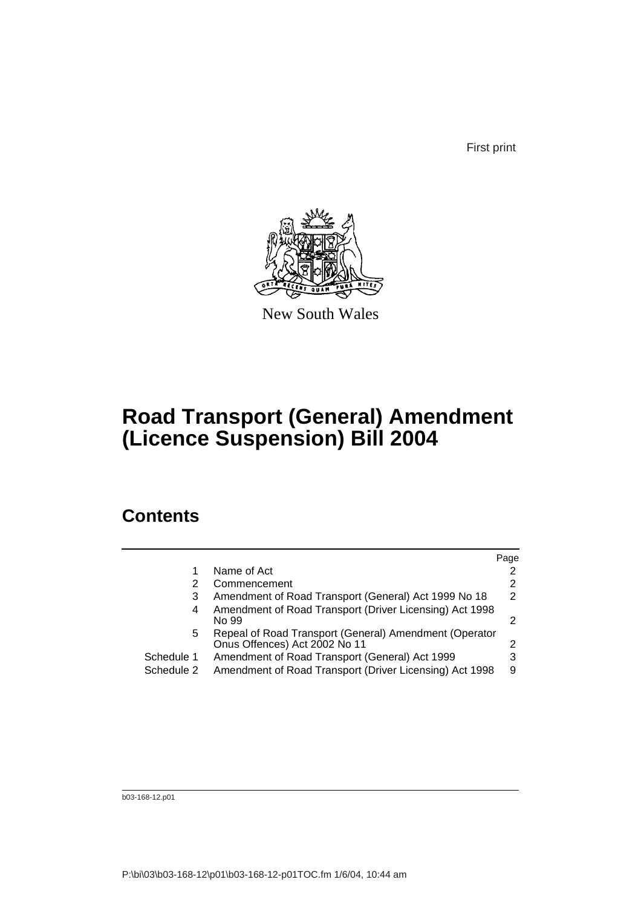First print

New South Wales

# Road Transport (General) Amendment (Licence Suspension) Bill 2004

## Contents

| | | Page |
|---|---|---|
| 1 | Name of Act | 2 |
| 2 | Commencement | 2 |
| 3 | Amendment of Road Transport (General) Act 1999 No 18 | 2 |
| 4 | Amendment of Road Transport (Driver Licensing) Act 1998 No 99 | 2 |
| 5 | Repeal of Road Transport (General) Amendment (Operator Onus Offences) Act 2002 No 11 | 2 |
| Schedule 1 | Amendment of Road Transport (General) Act 1999 | 3 |
| Schedule 2 | Amendment of Road Transport (Driver Licensing) Act 1998 | 9 |

b03-168-12.p01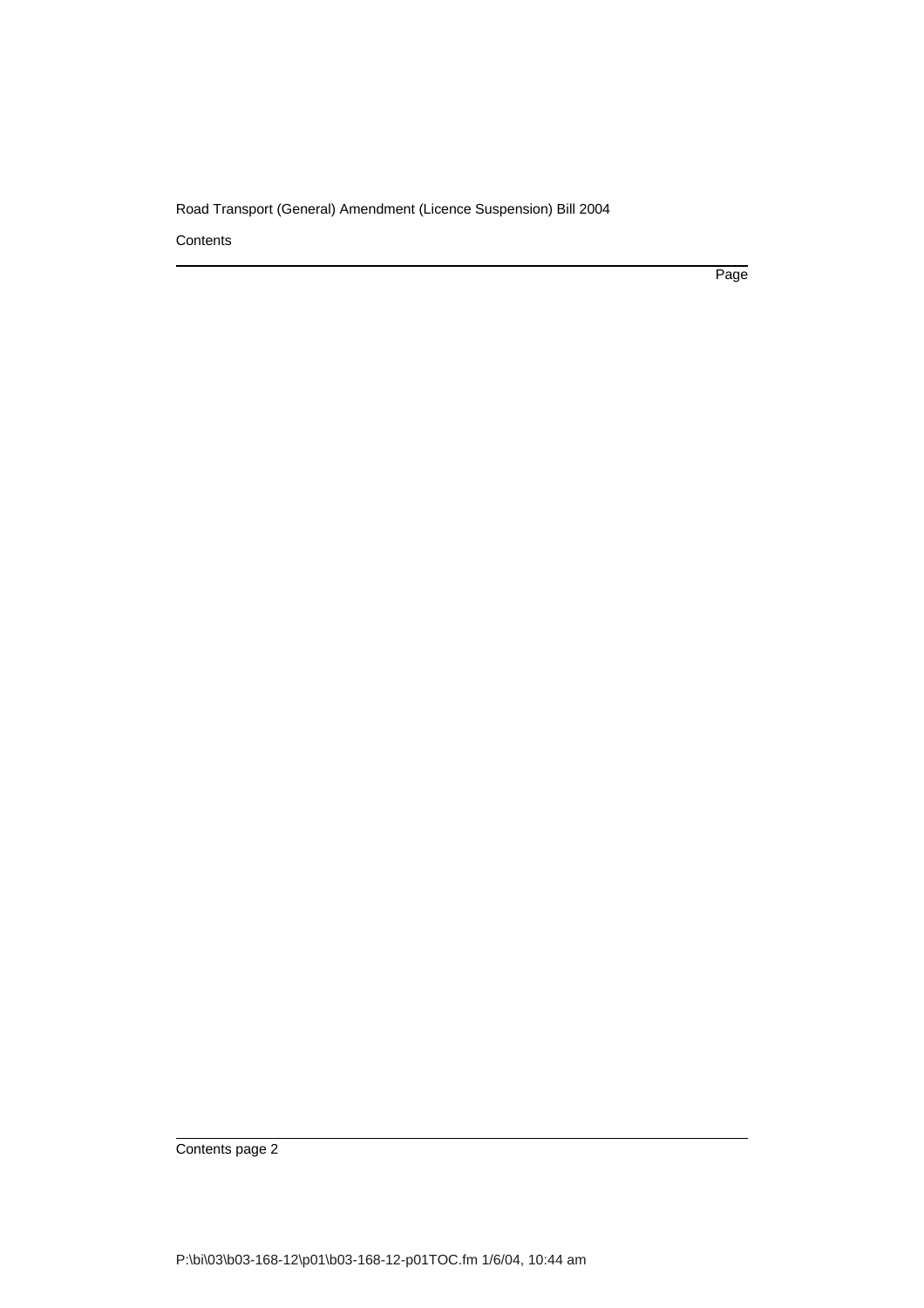Contents

Page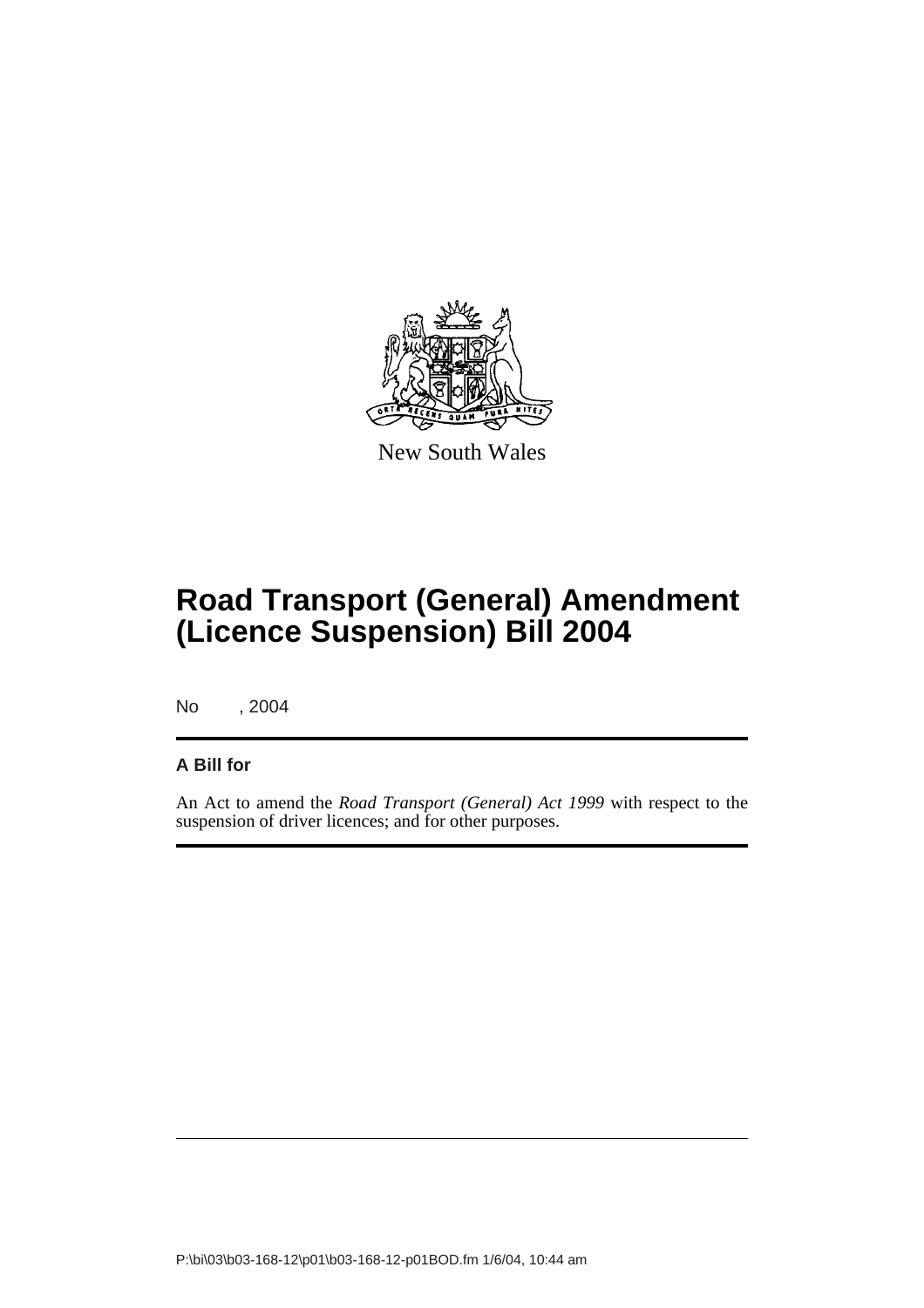New South Wales

# Road Transport (General) Amendment (Licence Suspension) Bill 2004

No , 2004

**A Bill for**

An Act to amend the *Road Transport (General) Act 1999* with respect to the suspension of driver licences; and for other purposes.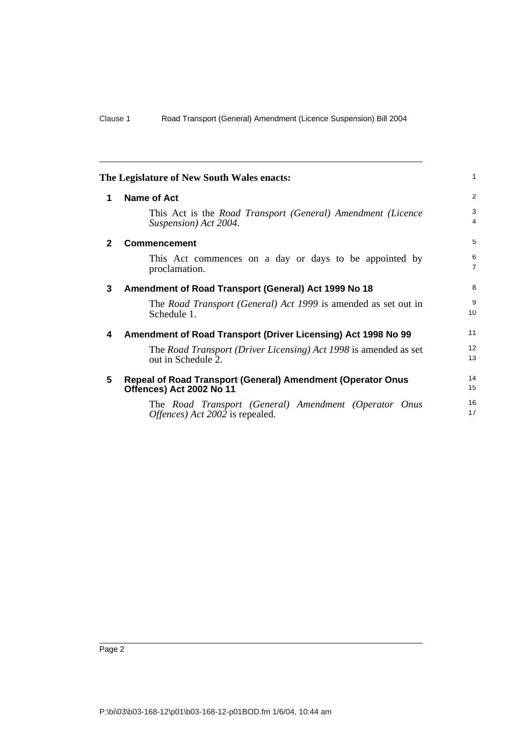**The Legislature of New South Wales enacts:**

## 1 Name of Act

This Act is the *Road Transport (General) Amendment (Licence Suspension) Act 2004*.

## 2 Commencement

This Act commences on a day or days to be appointed by proclamation.

## 3 Amendment of Road Transport (General) Act 1999 No 18

The *Road Transport (General) Act 1999* is amended as set out in Schedule 1.

## 4 Amendment of Road Transport (Driver Licensing) Act 1998 No 99

The *Road Transport (Driver Licensing) Act 1998* is amended as set out in Schedule 2.

## 5 Repeal of Road Transport (General) Amendment (Operator Onus Offences) Act 2002 No 11

The *Road Transport (General) Amendment (Operator Onus Offences) Act 2002* is repealed.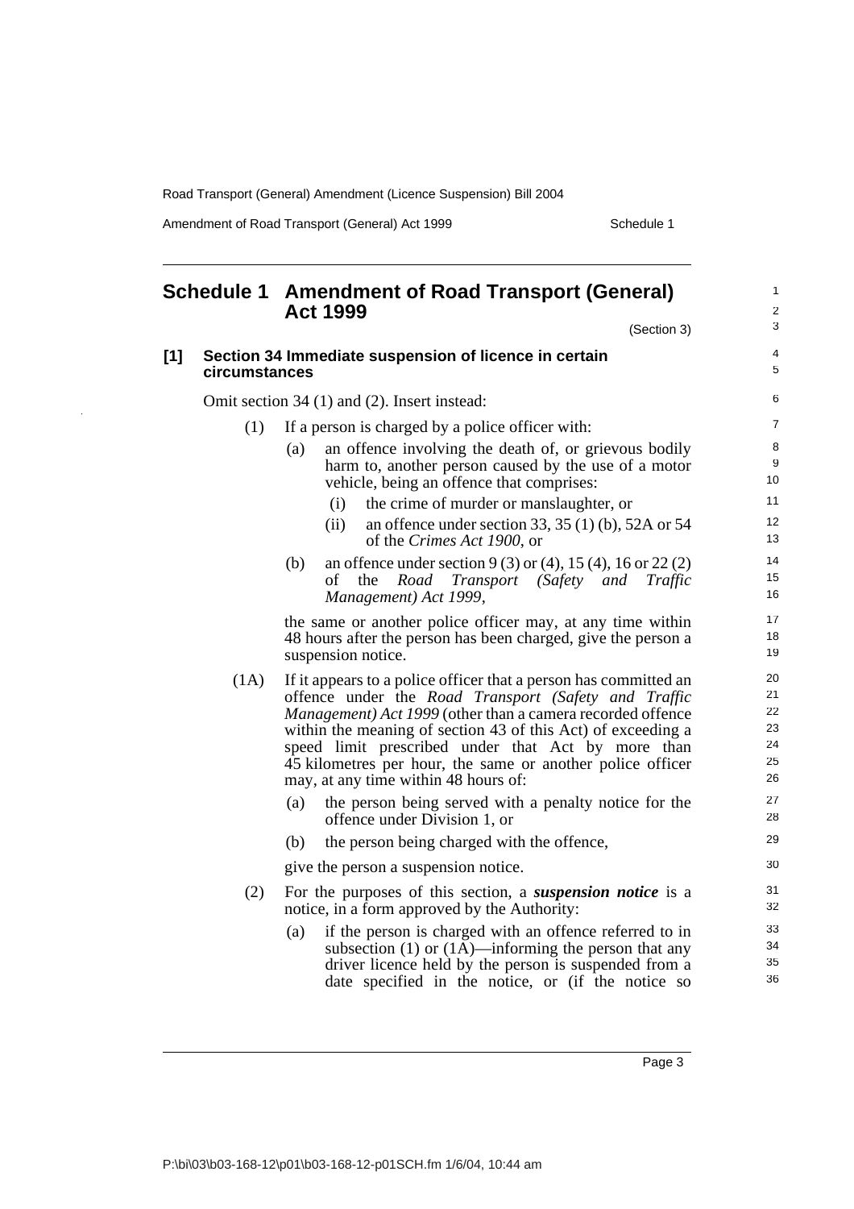# Schedule 1 Amendment of Road Transport (General) Act 1999

(Section 3)

## [1] Section 34 Immediate suspension of licence in certain circumstances

Omit section 34 (1) and (2). Insert instead:

(1) If a person is charged by a police officer with:

- (a) an offence involving the death of, or grievous bodily harm to, another person caused by the use of a motor vehicle, being an offence that comprises:
  - (i) the crime of murder or manslaughter, or
  - (ii) an offence under section 33, 35 (1) (b), 52A or 54 of the *Crimes Act 1900*, or
- (b) an offence under section 9 (3) or (4), 15 (4), 16 or 22 (2) of the *Road Transport (Safety and Traffic Management) Act 1999*,

the same or another police officer may, at any time within 48 hours after the person has been charged, give the person a suspension notice.

(1A) If it appears to a police officer that a person has committed an offence under the *Road Transport (Safety and Traffic Management) Act 1999* (other than a camera recorded offence within the meaning of section 43 of this Act) of exceeding a speed limit prescribed under that Act by more than 45 kilometres per hour, the same or another police officer may, at any time within 48 hours of:

- (a) the person being served with a penalty notice for the offence under Division 1, or
- (b) the person being charged with the offence,

give the person a suspension notice.

(2) For the purposes of this section, a ***suspension notice*** is a notice, in a form approved by the Authority:

- (a) if the person is charged with an offence referred to in subsection (1) or (1A)—informing the person that any driver licence held by the person is suspended from a date specified in the notice, or (if the notice so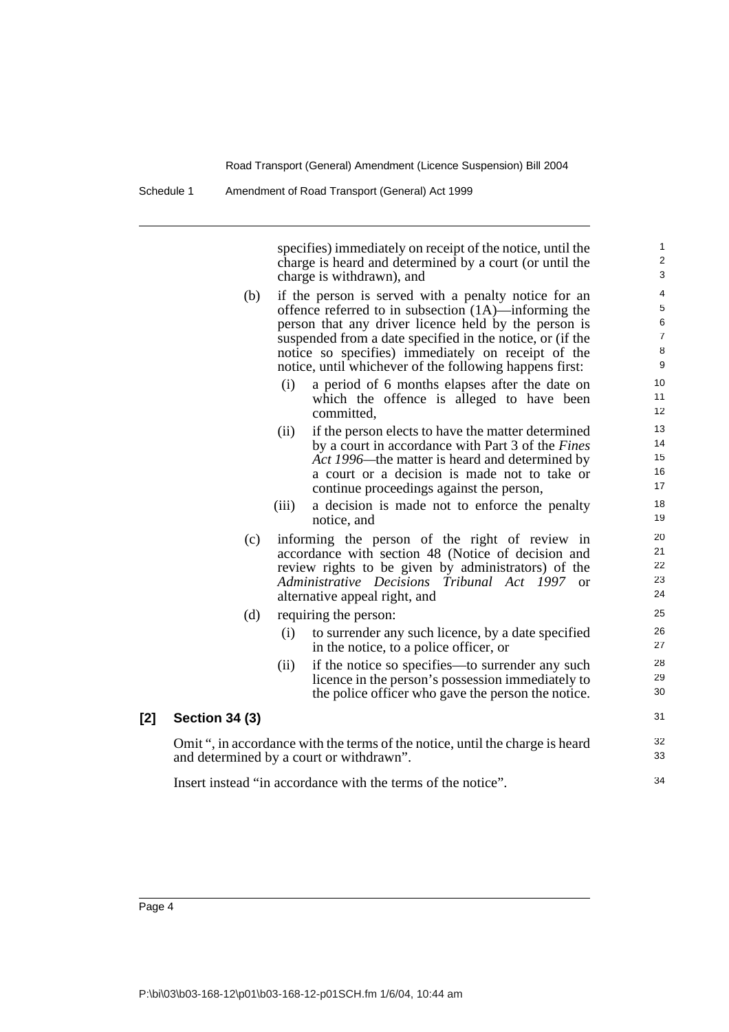specifies) immediately on receipt of the notice, until the charge is heard and determined by a court (or until the charge is withdrawn), and

(b) if the person is served with a penalty notice for an offence referred to in subsection (1A)—informing the person that any driver licence held by the person is suspended from a date specified in the notice, or (if the notice so specifies) immediately on receipt of the notice, until whichever of the following happens first:

  (i) a period of 6 months elapses after the date on which the offence is alleged to have been committed,

  (ii) if the person elects to have the matter determined by a court in accordance with Part 3 of the *Fines Act 1996*—the matter is heard and determined by a court or a decision is made not to take or continue proceedings against the person,

  (iii) a decision is made not to enforce the penalty notice, and

(c) informing the person of the right of review in accordance with section 48 (Notice of decision and review rights to be given by administrators) of the *Administrative Decisions Tribunal Act 1997* or alternative appeal right, and

(d) requiring the person:

  (i) to surrender any such licence, by a date specified in the notice, to a police officer, or

  (ii) if the notice so specifies—to surrender any such licence in the person's possession immediately to the police officer who gave the person the notice.

**[2] Section 34 (3)**

Omit ", in accordance with the terms of the notice, until the charge is heard and determined by a court or withdrawn".

Insert instead "in accordance with the terms of the notice".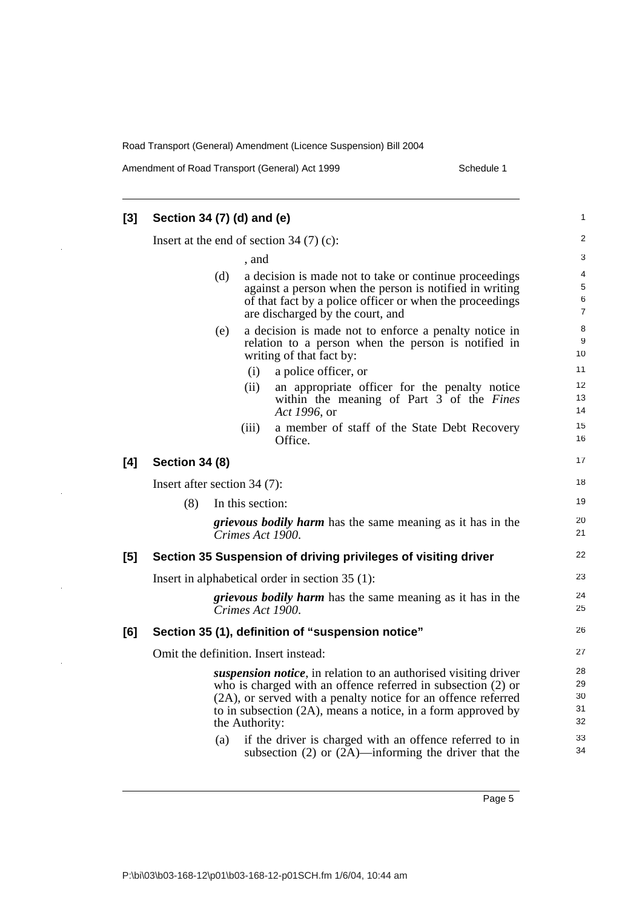**[3] Section 34 (7) (d) and (e)**

Insert at the end of section 34 (7) (c):

, and

(d) a decision is made not to take or continue proceedings against a person when the person is notified in writing of that fact by a police officer or when the proceedings are discharged by the court, and

(e) a decision is made not to enforce a penalty notice in relation to a person when the person is notified in writing of that fact by:

(i) a police officer, or

(ii) an appropriate officer for the penalty notice within the meaning of Part 3 of the *Fines Act 1996*, or

(iii) a member of staff of the State Debt Recovery Office.

**[4] Section 34 (8)**

Insert after section 34 (7):

(8) In this section:

***grievous bodily harm*** has the same meaning as it has in the *Crimes Act 1900*.

**[5] Section 35 Suspension of driving privileges of visiting driver**

Insert in alphabetical order in section 35 (1):

***grievous bodily harm*** has the same meaning as it has in the *Crimes Act 1900*.

**[6] Section 35 (1), definition of "suspension notice"**

Omit the definition. Insert instead:

***suspension notice***, in relation to an authorised visiting driver who is charged with an offence referred in subsection (2) or (2A), or served with a penalty notice for an offence referred to in subsection (2A), means a notice, in a form approved by the Authority:

(a) if the driver is charged with an offence referred to in subsection (2) or (2A)—informing the driver that the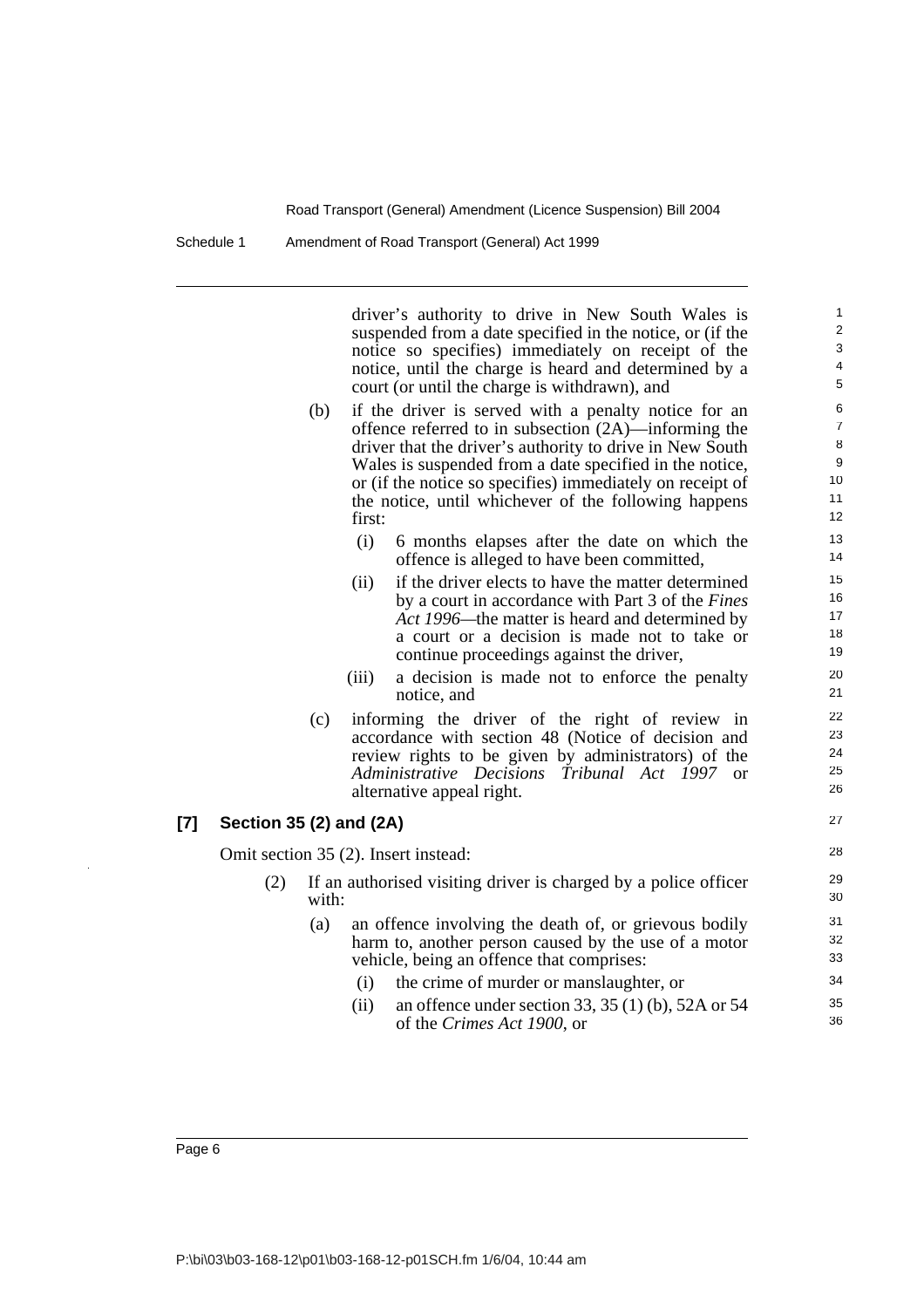driver's authority to drive in New South Wales is suspended from a date specified in the notice, or (if the notice so specifies) immediately on receipt of the notice, until the charge is heard and determined by a court (or until the charge is withdrawn), and

(b) if the driver is served with a penalty notice for an offence referred to in subsection (2A)—informing the driver that the driver's authority to drive in New South Wales is suspended from a date specified in the notice, or (if the notice so specifies) immediately on receipt of the notice, until whichever of the following happens first:

(i) 6 months elapses after the date on which the offence is alleged to have been committed,

(ii) if the driver elects to have the matter determined by a court in accordance with Part 3 of the *Fines Act 1996*—the matter is heard and determined by a court or a decision is made not to take or continue proceedings against the driver,

(iii) a decision is made not to enforce the penalty notice, and

(c) informing the driver of the right of review in accordance with section 48 (Notice of decision and review rights to be given by administrators) of the *Administrative Decisions Tribunal Act 1997* or alternative appeal right.

**[7] Section 35 (2) and (2A)**

Omit section 35 (2). Insert instead:

(2) If an authorised visiting driver is charged by a police officer with:

(a) an offence involving the death of, or grievous bodily harm to, another person caused by the use of a motor vehicle, being an offence that comprises:

(i) the crime of murder or manslaughter, or

(ii) an offence under section 33, 35 (1) (b), 52A or 54 of the *Crimes Act 1900*, or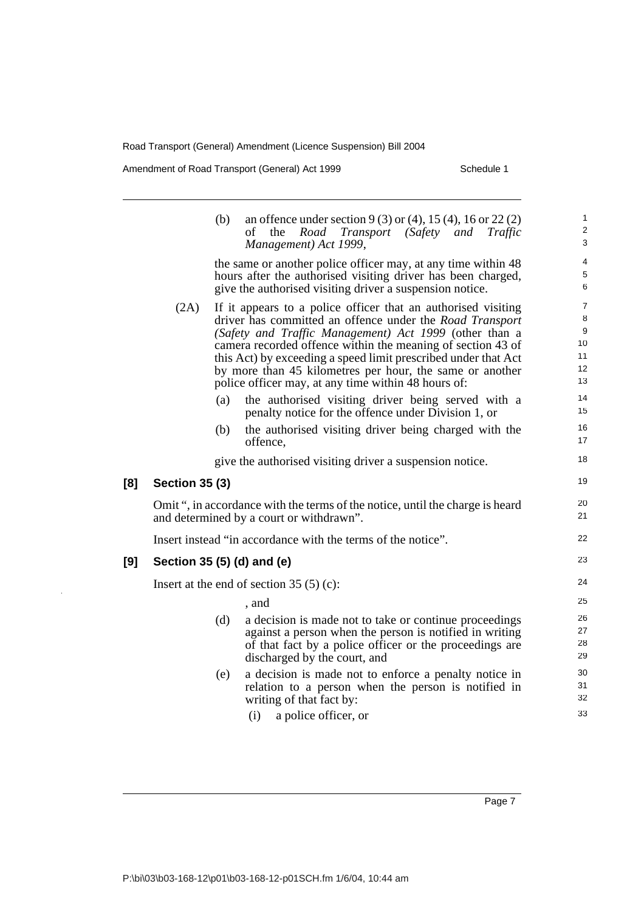(b) an offence under section 9 (3) or (4), 15 (4), 16 or 22 (2) of the *Road Transport (Safety and Traffic Management) Act 1999*,

the same or another police officer may, at any time within 48 hours after the authorised visiting driver has been charged, give the authorised visiting driver a suspension notice.

(2A) If it appears to a police officer that an authorised visiting driver has committed an offence under the *Road Transport (Safety and Traffic Management) Act 1999* (other than a camera recorded offence within the meaning of section 43 of this Act) by exceeding a speed limit prescribed under that Act by more than 45 kilometres per hour, the same or another police officer may, at any time within 48 hours of:

(a) the authorised visiting driver being served with a penalty notice for the offence under Division 1, or

(b) the authorised visiting driver being charged with the offence,

give the authorised visiting driver a suspension notice.

**[8] Section 35 (3)**

Omit ", in accordance with the terms of the notice, until the charge is heard and determined by a court or withdrawn".

Insert instead "in accordance with the terms of the notice".

**[9] Section 35 (5) (d) and (e)**

Insert at the end of section 35 (5) (c):

, and

(d) a decision is made not to take or continue proceedings against a person when the person is notified in writing of that fact by a police officer or the proceedings are discharged by the court, and

(e) a decision is made not to enforce a penalty notice in relation to a person when the person is notified in writing of that fact by:

(i) a police officer, or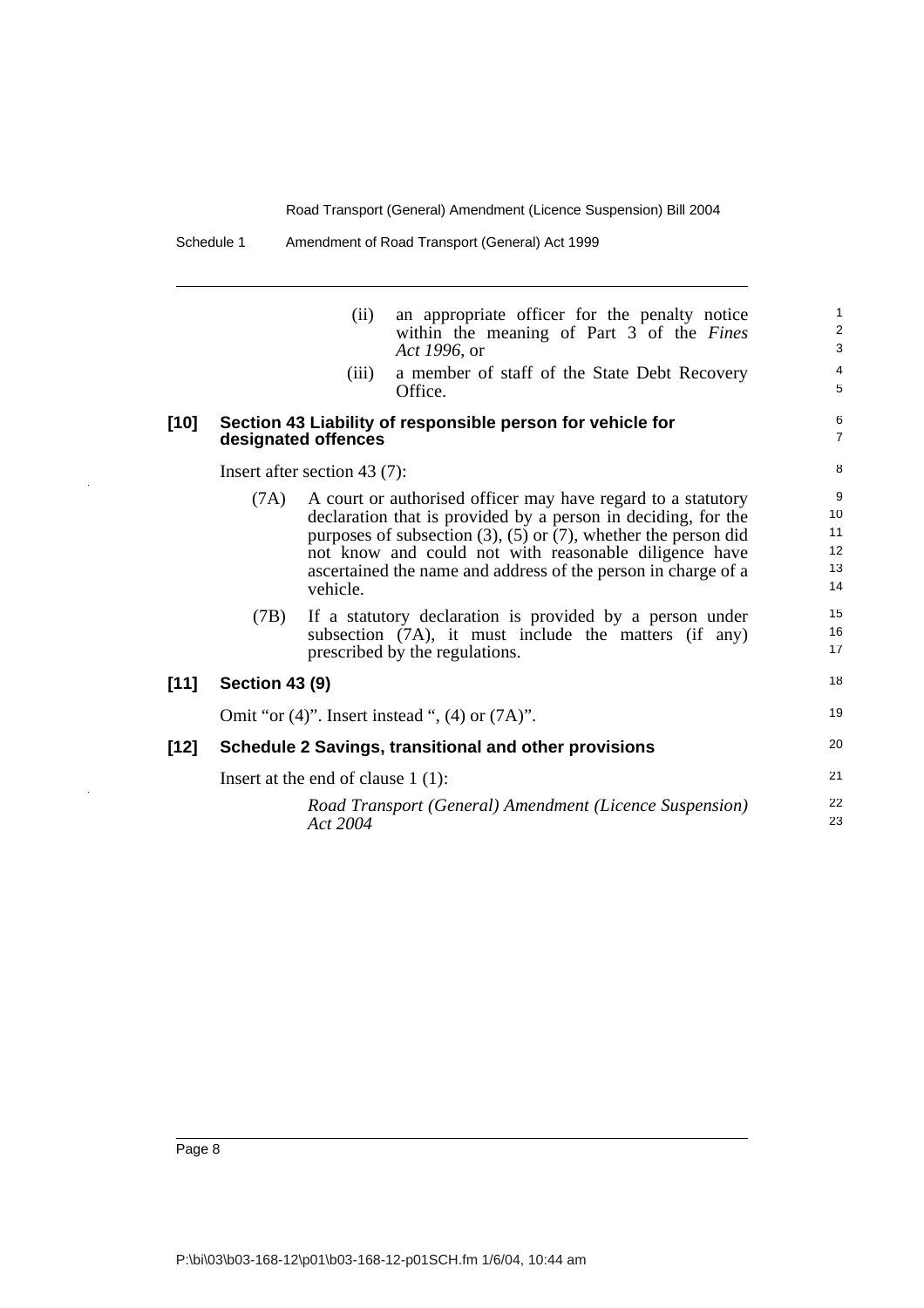(ii) an appropriate officer for the penalty notice within the meaning of Part 3 of the *Fines Act 1996*, or

(iii) a member of staff of the State Debt Recovery Office.

**[10] Section 43 Liability of responsible person for vehicle for designated offences**

Insert after section 43 (7):

(7A) A court or authorised officer may have regard to a statutory declaration that is provided by a person in deciding, for the purposes of subsection (3), (5) or (7), whether the person did not know and could not with reasonable diligence have ascertained the name and address of the person in charge of a vehicle.

(7B) If a statutory declaration is provided by a person under subsection (7A), it must include the matters (if any) prescribed by the regulations.

**[11] Section 43 (9)**

Omit "or (4)". Insert instead ", (4) or (7A)".

**[12] Schedule 2 Savings, transitional and other provisions**

Insert at the end of clause 1 (1):

*Road Transport (General) Amendment (Licence Suspension) Act 2004*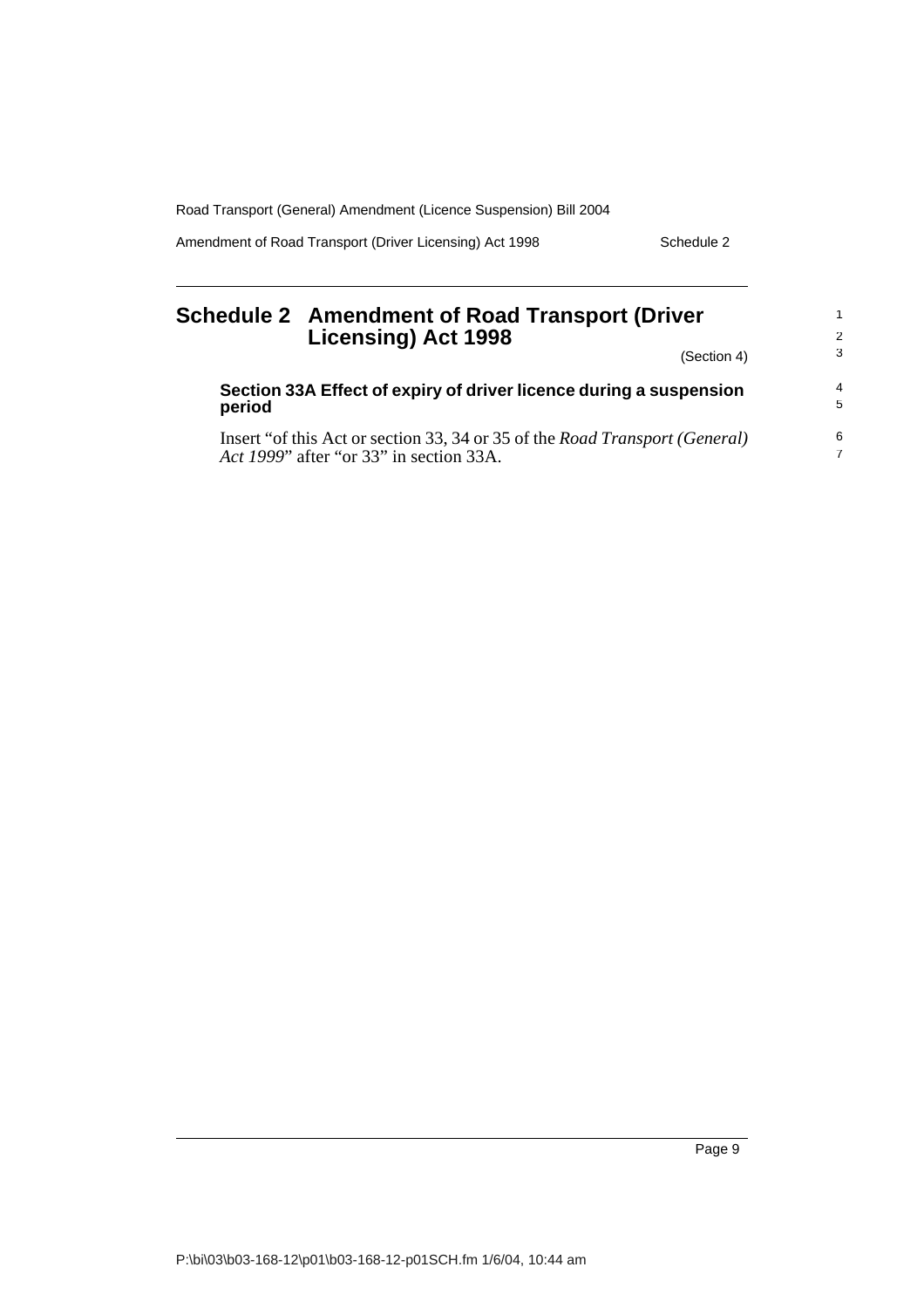## Schedule 2 Amendment of Road Transport (Driver Licensing) Act 1998

(Section 4)

**Section 33A Effect of expiry of driver licence during a suspension period**

Insert "of this Act or section 33, 34 or 35 of the *Road Transport (General) Act 1999*" after "or 33" in section 33A.